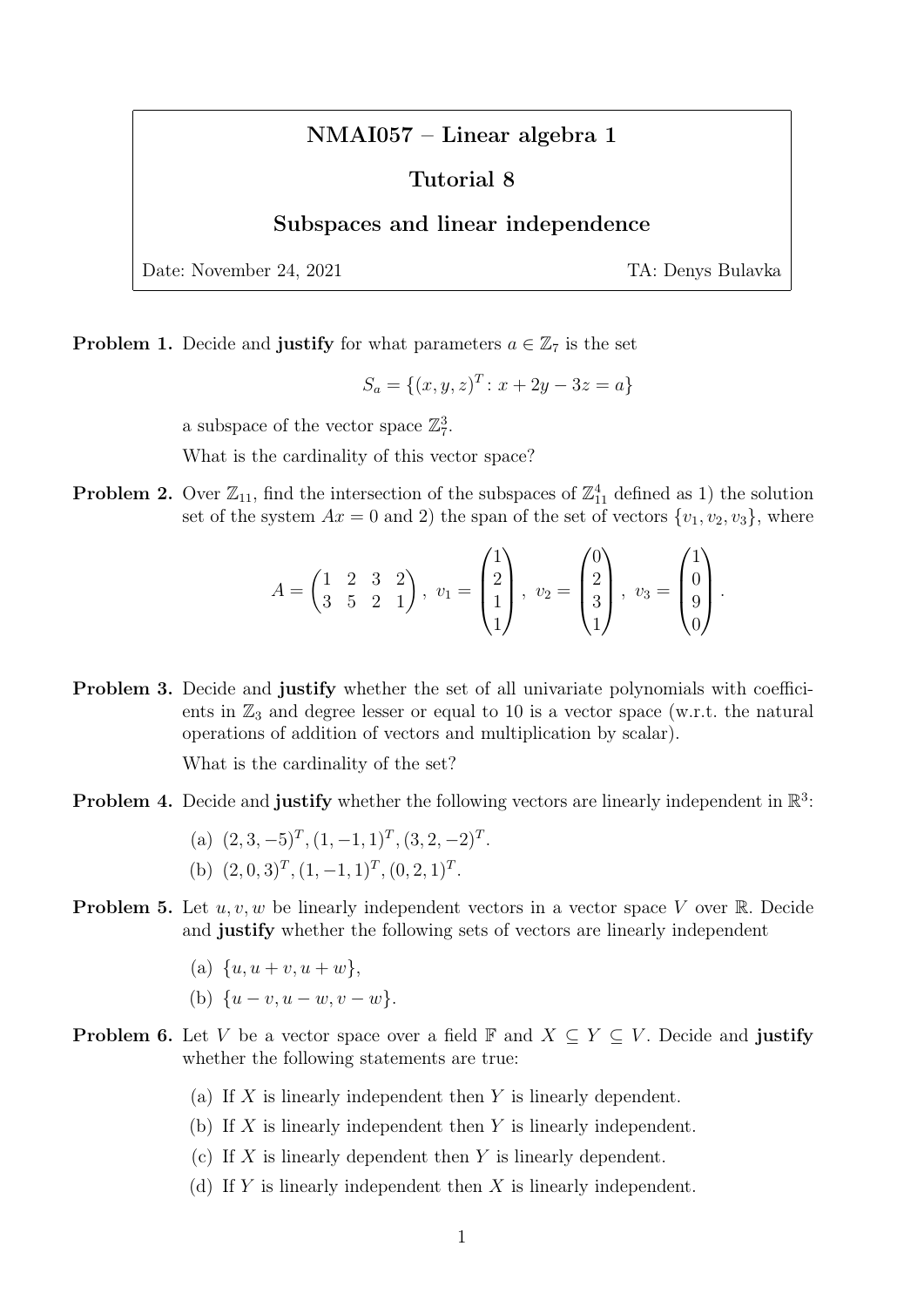# NMAI057 – Linear algebra 1

## Tutorial 8

## Subspaces and linear independence

Date: November 24, 2021 TA: Denys Bulavka

**Problem 1.** Decide and **justify** for what parameters $a \in \mathbb{Z}_7$ is the set

$$S_a = \{(x, y, z)^T : x + 2y - 3z = a\}$$

a subspace of the vector space $\mathbb{Z}_7^3$.

What is the cardinality of this vector space?

**Problem 2.** Over $\mathbb{Z}_{11}$, find the intersection of the subspaces of $\mathbb{Z}_{11}^4$ defined as 1) the solution set of the system $Ax = 0$ and 2) the span of the set of vectors $\{v_1, v_2, v_3\}$, where

$$A = \begin{pmatrix} 1 & 2 & 3 & 2 \\ 3 & 5 & 2 & 1 \end{pmatrix},\ v_1 = \begin{pmatrix} 1 \\ 2 \\ 1 \\ 1 \end{pmatrix},\ v_2 = \begin{pmatrix} 0 \\ 2 \\ 3 \\ 1 \end{pmatrix},\ v_3 = \begin{pmatrix} 1 \\ 0 \\ 9 \\ 0 \end{pmatrix}.$$

**Problem 3.** Decide and **justify** whether the set of all univariate polynomials with coefficients in $\mathbb{Z}_3$ and degree lesser or equal to 10 is a vector space (w.r.t. the natural operations of addition of vectors and multiplication by scalar).

What is the cardinality of the set?

**Problem 4.** Decide and **justify** whether the following vectors are linearly independent in $\mathbb{R}^3$:

(a) $(2, 3, -5)^T, (1, -1, 1)^T, (3, 2, -2)^T$.

(b) $(2, 0, 3)^T, (1, -1, 1)^T, (0, 2, 1)^T$.

**Problem 5.** Let $u, v, w$ be linearly independent vectors in a vector space $V$ over $\mathbb{R}$. Decide and **justify** whether the following sets of vectors are linearly independent

(a) $\{u, u + v, u + w\}$,

(b) $\{u - v, u - w, v - w\}$.

**Problem 6.** Let $V$ be a vector space over a field $\mathbb{F}$ and $X \subseteq Y \subseteq V$. Decide and **justify** whether the following statements are true:

(a) If $X$ is linearly independent then $Y$ is linearly dependent.

(b) If $X$ is linearly independent then $Y$ is linearly independent.

(c) If $X$ is linearly dependent then $Y$ is linearly dependent.

(d) If $Y$ is linearly independent then $X$ is linearly independent.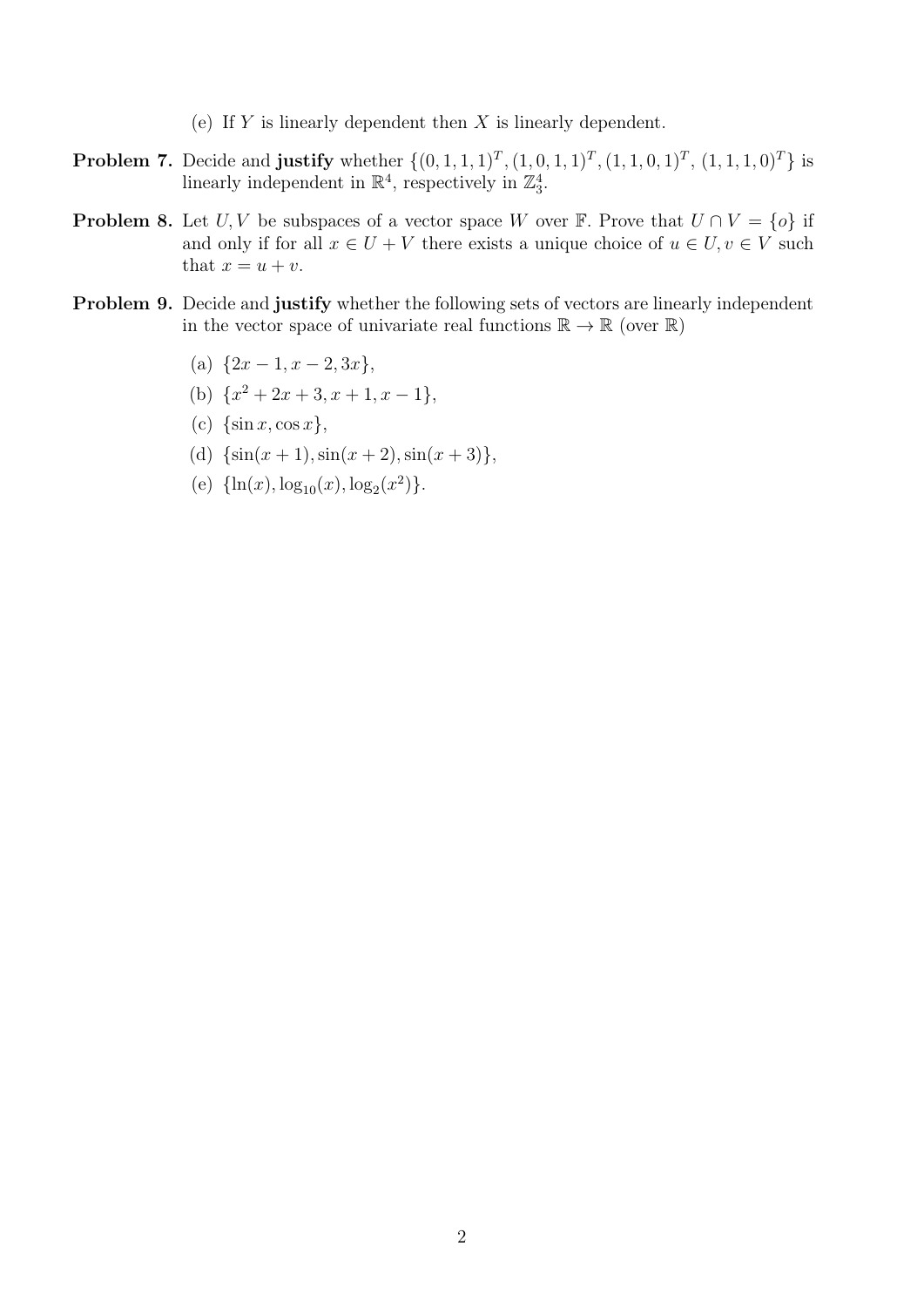(e) If $Y$ is linearly dependent then $X$ is linearly dependent.

**Problem 7.** Decide and **justify** whether $\{(0,1,1,1)^T, (1,0,1,1)^T, (1,1,0,1)^T, (1,1,1,0)^T\}$ is linearly independent in $\mathbb{R}^4$, respectively in $\mathbb{Z}_3^4$.

**Problem 8.** Let $U, V$ be subspaces of a vector space $W$ over $\mathbb{F}$. Prove that $U \cap V = \{o\}$ if and only if for all $x \in U + V$ there exists a unique choice of $u \in U, v \in V$ such that $x = u + v$.

**Problem 9.** Decide and **justify** whether the following sets of vectors are linearly independent in the vector space of univariate real functions $\mathbb{R} \to \mathbb{R}$ (over $\mathbb{R}$)

(a) $\{2x - 1, x - 2, 3x\}$,

(b) $\{x^2 + 2x + 3, x + 1, x - 1\}$,

(c) $\{\sin x, \cos x\}$,

(d) $\{\sin(x+1), \sin(x+2), \sin(x+3)\}$,

(e) $\{\ln(x), \log_{10}(x), \log_2(x^2)\}$.